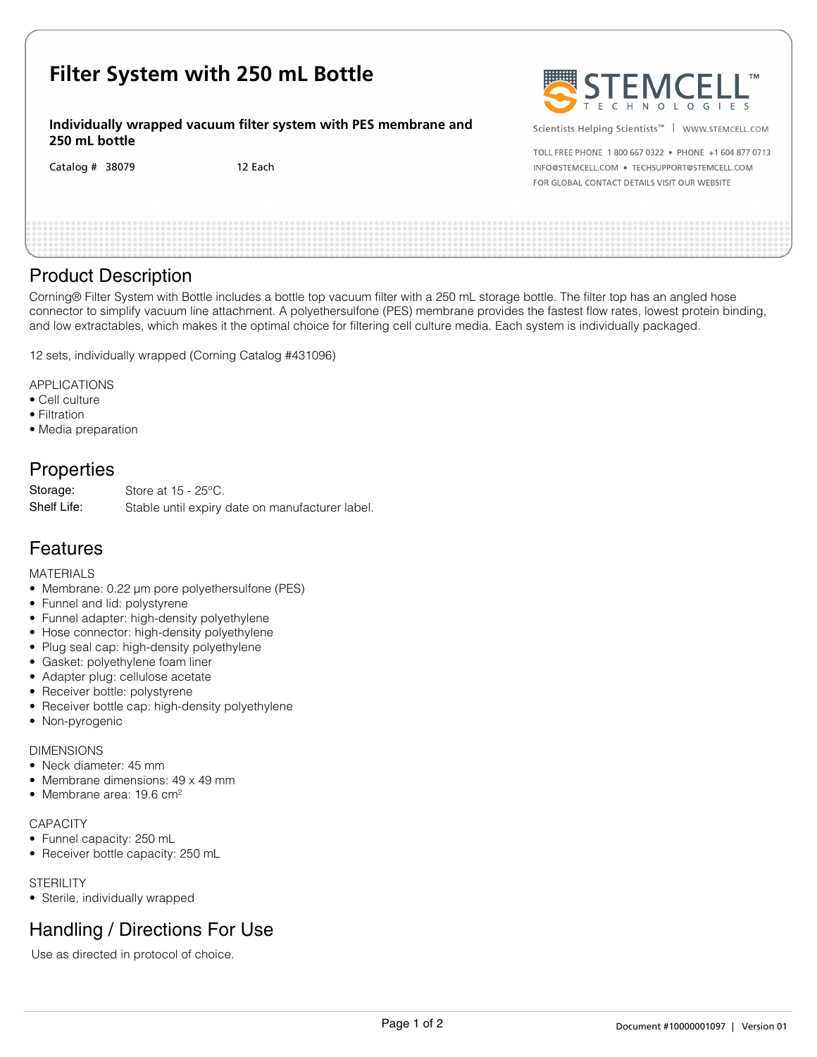# Filter System with 250 mL Bottle

**Individually wrapped vacuum filter system with PES membrane and 250 mL bottle**

Catalog # 38079 12 Each

STEMCELL™ TECHNOLOGIES

Scientists Helping Scientists™ | WWW.STEMCELL.COM

TOLL FREE PHONE 1 800 667 0322 • PHONE +1 604 877 0713
INFO@STEMCELL.COM • TECHSUPPORT@STEMCELL.COM
FOR GLOBAL CONTACT DETAILS VISIT OUR WEBSITE

## Product Description

Corning® Filter System with Bottle includes a bottle top vacuum filter with a 250 mL storage bottle. The filter top has an angled hose connector to simplify vacuum line attachment. A polyethersulfone (PES) membrane provides the fastest flow rates, lowest protein binding, and low extractables, which makes it the optimal choice for filtering cell culture media. Each system is individually packaged.

12 sets, individually wrapped (Corning Catalog #431096)

APPLICATIONS

- Cell culture
- Filtration
- Media preparation

## Properties

| | |
|---|---|
| Storage: | Store at 15 - 25°C. |
| Shelf Life: | Stable until expiry date on manufacturer label. |

## Features

MATERIALS

- Membrane: 0.22 µm pore polyethersulfone (PES)
- Funnel and lid: polystyrene
- Funnel adapter: high-density polyethylene
- Hose connector: high-density polyethylene
- Plug seal cap: high-density polyethylene
- Gasket: polyethylene foam liner
- Adapter plug: cellulose acetate
- Receiver bottle: polystyrene
- Receiver bottle cap: high-density polyethylene
- Non-pyrogenic

DIMENSIONS

- Neck diameter: 45 mm
- Membrane dimensions: 49 x 49 mm
- Membrane area: 19.6 $cm^2$

CAPACITY

- Funnel capacity: 250 mL
- Receiver bottle capacity: 250 mL

STERILITY

- Sterile, individually wrapped

## Handling / Directions For Use

Use as directed in protocol of choice.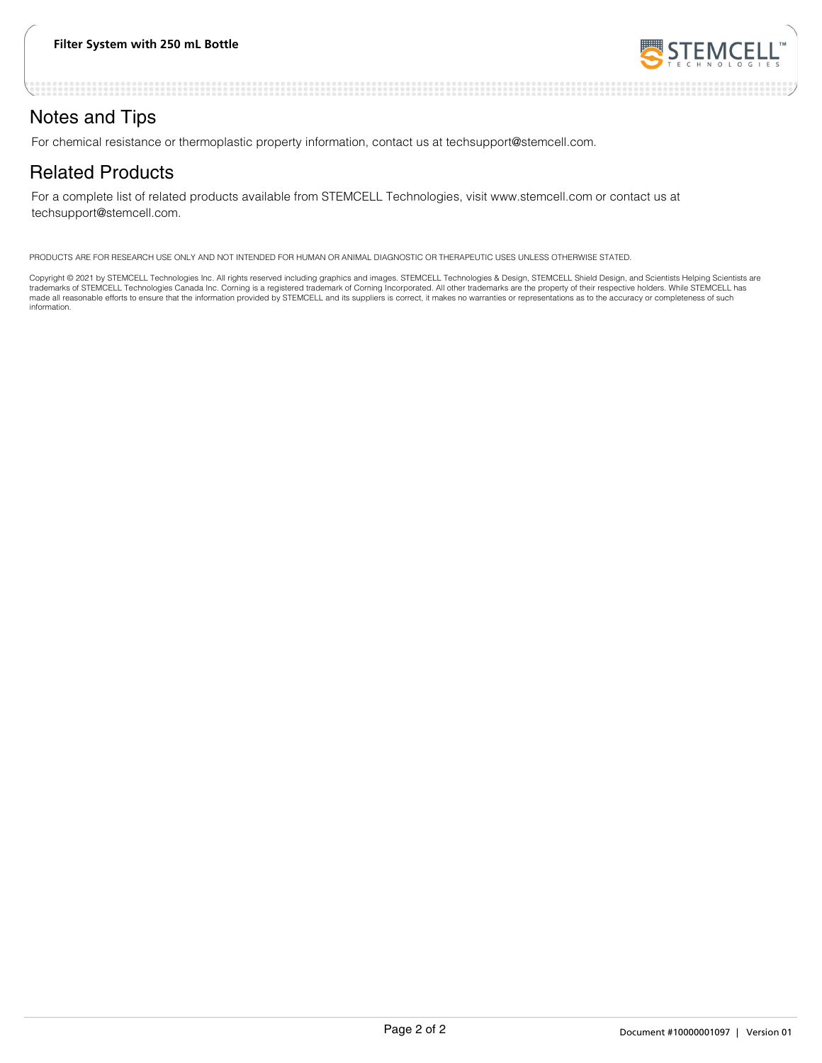## Notes and Tips

For chemical resistance or thermoplastic property information, contact us at techsupport@stemcell.com.

## Related Products

For a complete list of related products available from STEMCELL Technologies, visit www.stemcell.com or contact us at techsupport@stemcell.com.

PRODUCTS ARE FOR RESEARCH USE ONLY AND NOT INTENDED FOR HUMAN OR ANIMAL DIAGNOSTIC OR THERAPEUTIC USES UNLESS OTHERWISE STATED.

Copyright © 2021 by STEMCELL Technologies Inc. All rights reserved including graphics and images. STEMCELL Technologies & Design, STEMCELL Shield Design, and Scientists Helping Scientists are trademarks of STEMCELL Technologies Canada Inc. Corning is a registered trademark of Corning Incorporated. All other trademarks are the property of their respective holders. While STEMCELL has made all reasonable efforts to ensure that the information provided by STEMCELL and its suppliers is correct, it makes no warranties or representations as to the accuracy or completeness of such information.